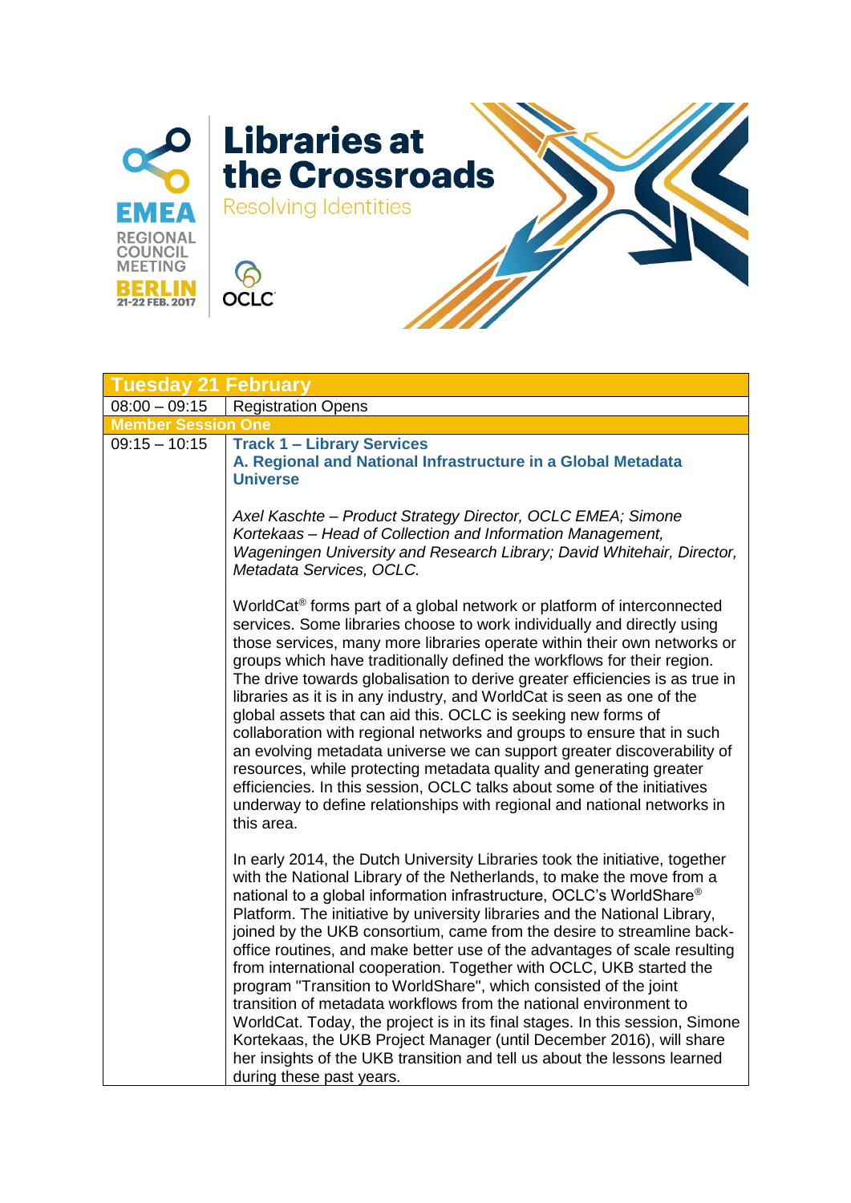# Libraries at the Crossroads

Resolving Identities

EMEA REGIONAL COUNCIL MEETING

BERLIN 21-22 FEB. 2017

OCLC

| **Tuesday 21 February** | |
|---|---|
| 08:00 – 09:15 | Registration Opens |
| **Member Session One** | |
| 09:15 – 10:15 | **Track 1 – Library Services**<br>**A. Regional and National Infrastructure in a Global Metadata Universe**<br><br>*Axel Kaschte – Product Strategy Director, OCLC EMEA; Simone Kortekaas – Head of Collection and Information Management, Wageningen University and Research Library; David Whitehair, Director, Metadata Services, OCLC.*<br><br>WorldCat® forms part of a global network or platform of interconnected services. Some libraries choose to work individually and directly using those services, many more libraries operate within their own networks or groups which have traditionally defined the workflows for their region. The drive towards globalisation to derive greater efficiencies is as true in libraries as it is in any industry, and WorldCat is seen as one of the global assets that can aid this. OCLC is seeking new forms of collaboration with regional networks and groups to ensure that in such an evolving metadata universe we can support greater discoverability of resources, while protecting metadata quality and generating greater efficiencies. In this session, OCLC talks about some of the initiatives underway to define relationships with regional and national networks in this area.<br><br>In early 2014, the Dutch University Libraries took the initiative, together with the National Library of the Netherlands, to make the move from a national to a global information infrastructure, OCLC's WorldShare® Platform. The initiative by university libraries and the National Library, joined by the UKB consortium, came from the desire to streamline back-office routines, and make better use of the advantages of scale resulting from international cooperation. Together with OCLC, UKB started the program "Transition to WorldShare", which consisted of the joint transition of metadata workflows from the national environment to WorldCat. Today, the project is in its final stages. In this session, Simone Kortekaas, the UKB Project Manager (until December 2016), will share her insights of the UKB transition and tell us about the lessons learned during these past years. |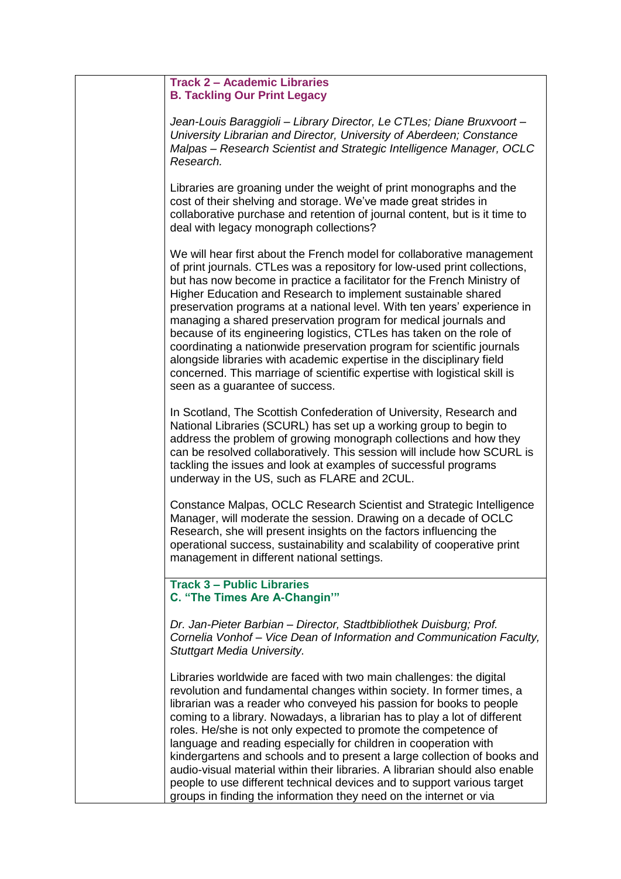**Track 2 – Academic Libraries**
**B. Tackling Our Print Legacy**

*Jean-Louis Baraggioli – Library Director, Le CTLes; Diane Bruxvoort – University Librarian and Director, University of Aberdeen; Constance Malpas – Research Scientist and Strategic Intelligence Manager, OCLC Research.*

Libraries are groaning under the weight of print monographs and the cost of their shelving and storage. We've made great strides in collaborative purchase and retention of journal content, but is it time to deal with legacy monograph collections?

We will hear first about the French model for collaborative management of print journals. CTLes was a repository for low-used print collections, but has now become in practice a facilitator for the French Ministry of Higher Education and Research to implement sustainable shared preservation programs at a national level. With ten years' experience in managing a shared preservation program for medical journals and because of its engineering logistics, CTLes has taken on the role of coordinating a nationwide preservation program for scientific journals alongside libraries with academic expertise in the disciplinary field concerned. This marriage of scientific expertise with logistical skill is seen as a guarantee of success.

In Scotland, The Scottish Confederation of University, Research and National Libraries (SCURL) has set up a working group to begin to address the problem of growing monograph collections and how they can be resolved collaboratively. This session will include how SCURL is tackling the issues and look at examples of successful programs underway in the US, such as FLARE and 2CUL.

Constance Malpas, OCLC Research Scientist and Strategic Intelligence Manager, will moderate the session. Drawing on a decade of OCLC Research, she will present insights on the factors influencing the operational success, sustainability and scalability of cooperative print management in different national settings.

**Track 3 – Public Libraries**
**C. "The Times Are A-Changin'"**

*Dr. Jan-Pieter Barbian – Director, Stadtbibliothek Duisburg; Prof. Cornelia Vonhof – Vice Dean of Information and Communication Faculty, Stuttgart Media University.*

Libraries worldwide are faced with two main challenges: the digital revolution and fundamental changes within society. In former times, a librarian was a reader who conveyed his passion for books to people coming to a library. Nowadays, a librarian has to play a lot of different roles. He/she is not only expected to promote the competence of language and reading especially for children in cooperation with kindergartens and schools and to present a large collection of books and audio-visual material within their libraries. A librarian should also enable people to use different technical devices and to support various target groups in finding the information they need on the internet or via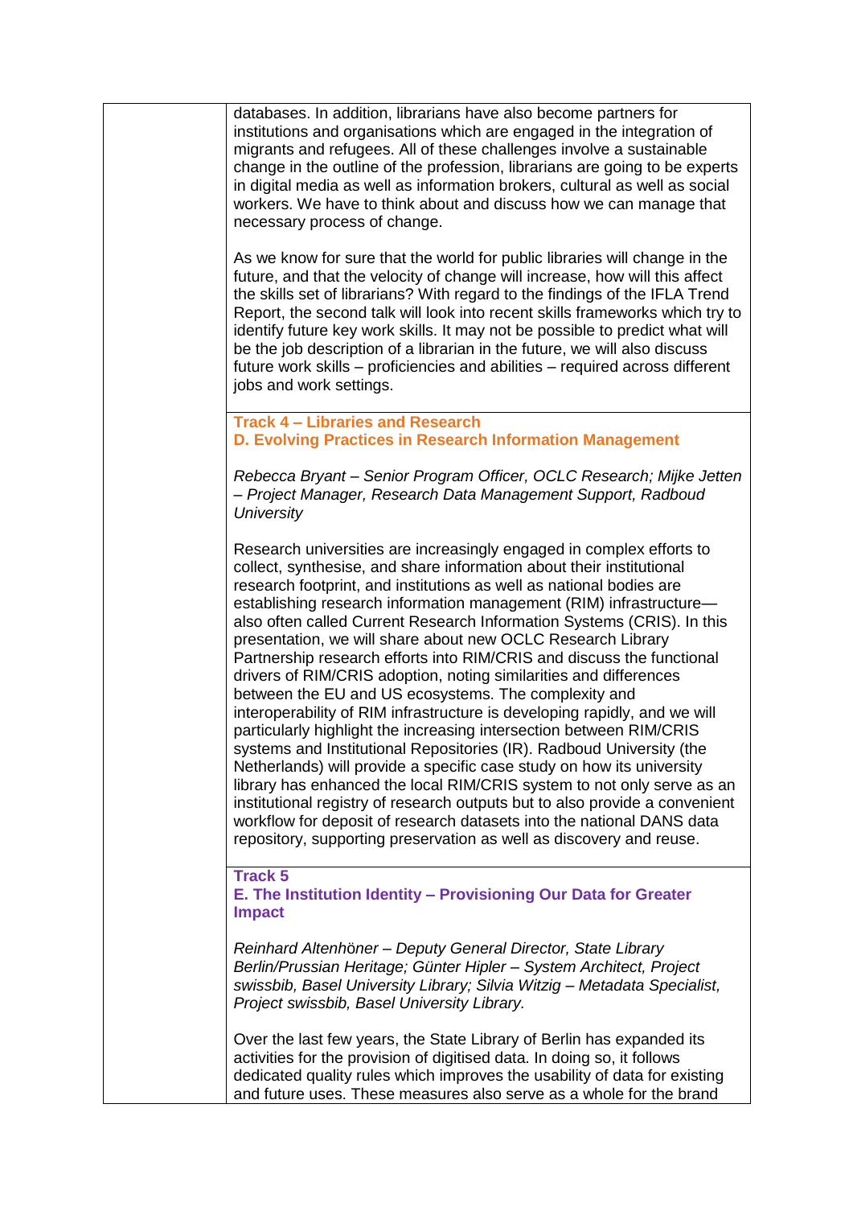databases. In addition, librarians have also become partners for institutions and organisations which are engaged in the integration of migrants and refugees. All of these challenges involve a sustainable change in the outline of the profession, librarians are going to be experts in digital media as well as information brokers, cultural as well as social workers. We have to think about and discuss how we can manage that necessary process of change.

As we know for sure that the world for public libraries will change in the future, and that the velocity of change will increase, how will this affect the skills set of librarians? With regard to the findings of the IFLA Trend Report, the second talk will look into recent skills frameworks which try to identify future key work skills. It may not be possible to predict what will be the job description of a librarian in the future, we will also discuss future work skills – proficiencies and abilities – required across different jobs and work settings.

**Track 4 – Libraries and Research**
**D. Evolving Practices in Research Information Management**

*Rebecca Bryant – Senior Program Officer, OCLC Research; Mijke Jetten – Project Manager, Research Data Management Support, Radboud University*

Research universities are increasingly engaged in complex efforts to collect, synthesise, and share information about their institutional research footprint, and institutions as well as national bodies are establishing research information management (RIM) infrastructure—also often called Current Research Information Systems (CRIS). In this presentation, we will share about new OCLC Research Library Partnership research efforts into RIM/CRIS and discuss the functional drivers of RIM/CRIS adoption, noting similarities and differences between the EU and US ecosystems. The complexity and interoperability of RIM infrastructure is developing rapidly, and we will particularly highlight the increasing intersection between RIM/CRIS systems and Institutional Repositories (IR). Radboud University (the Netherlands) will provide a specific case study on how its university library has enhanced the local RIM/CRIS system to not only serve as an institutional registry of research outputs but to also provide a convenient workflow for deposit of research datasets into the national DANS data repository, supporting preservation as well as discovery and reuse.

**Track 5**
**E. The Institution Identity – Provisioning Our Data for Greater Impact**

*Reinhard Altenhöner – Deputy General Director, State Library Berlin/Prussian Heritage; Günter Hipler – System Architect, Project swissbib, Basel University Library; Silvia Witzig – Metadata Specialist, Project swissbib, Basel University Library.*

Over the last few years, the State Library of Berlin has expanded its activities for the provision of digitised data. In doing so, it follows dedicated quality rules which improves the usability of data for existing and future uses. These measures also serve as a whole for the brand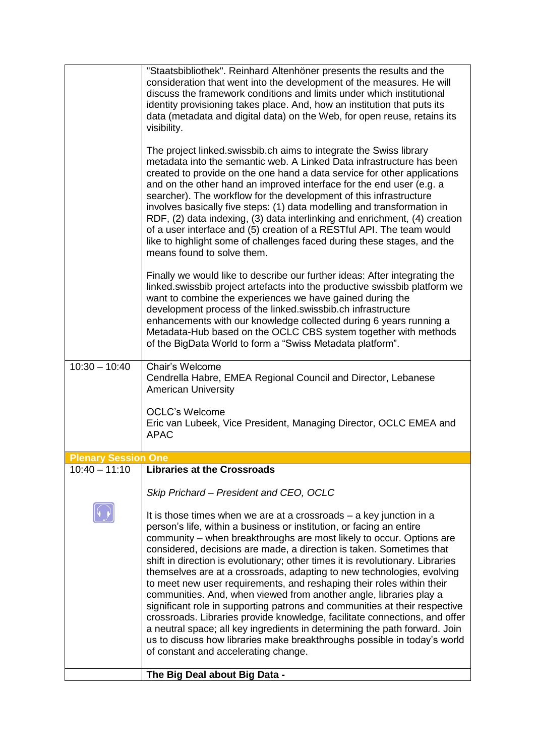| | |
|---|---|
| | "Staatsbibliothek". Reinhard Altenhöner presents the results and the consideration that went into the development of the measures. He will discuss the framework conditions and limits under which institutional identity provisioning takes place. And, how an institution that puts its data (metadata and digital data) on the Web, for open reuse, retains its visibility.<br><br>The project linked.swissbib.ch aims to integrate the Swiss library metadata into the semantic web. A Linked Data infrastructure has been created to provide on the one hand a data service for other applications and on the other hand an improved interface for the end user (e.g. a searcher). The workflow for the development of this infrastructure involves basically five steps: (1) data modelling and transformation in RDF, (2) data indexing, (3) data interlinking and enrichment, (4) creation of a user interface and (5) creation of a RESTful API. The team would like to highlight some of challenges faced during these stages, and the means found to solve them.<br><br>Finally we would like to describe our further ideas: After integrating the linked.swissbib project artefacts into the productive swissbib platform we want to combine the experiences we have gained during the development process of the linked.swissbib.ch infrastructure enhancements with our knowledge collected during 6 years running a Metadata-Hub based on the OCLC CBS system together with methods of the BigData World to form a "Swiss Metadata platform". |
| 10:30 – 10:40 | Chair's Welcome<br>Cendrella Habre, EMEA Regional Council and Director, Lebanese American University<br><br>OCLC's Welcome<br>Eric van Lubeek, Vice President, Managing Director, OCLC EMEA and APAC |
| **Plenary Session One** | |
| 10:40 – 11:10 | **Libraries at the Crossroads**<br><br>*Skip Prichard – President and CEO, OCLC*<br><br>It is those times when we are at a crossroads – a key junction in a person's life, within a business or institution, or facing an entire community – when breakthroughs are most likely to occur. Options are considered, decisions are made, a direction is taken. Sometimes that shift in direction is evolutionary; other times it is revolutionary. Libraries themselves are at a crossroads, adapting to new technologies, evolving to meet new user requirements, and reshaping their roles within their communities. And, when viewed from another angle, libraries play a significant role in supporting patrons and communities at their respective crossroads. Libraries provide knowledge, facilitate connections, and offer a neutral space; all key ingredients in determining the path forward. Join us to discuss how libraries make breakthroughs possible in today's world of constant and accelerating change. |
| | **The Big Deal about Big Data -** |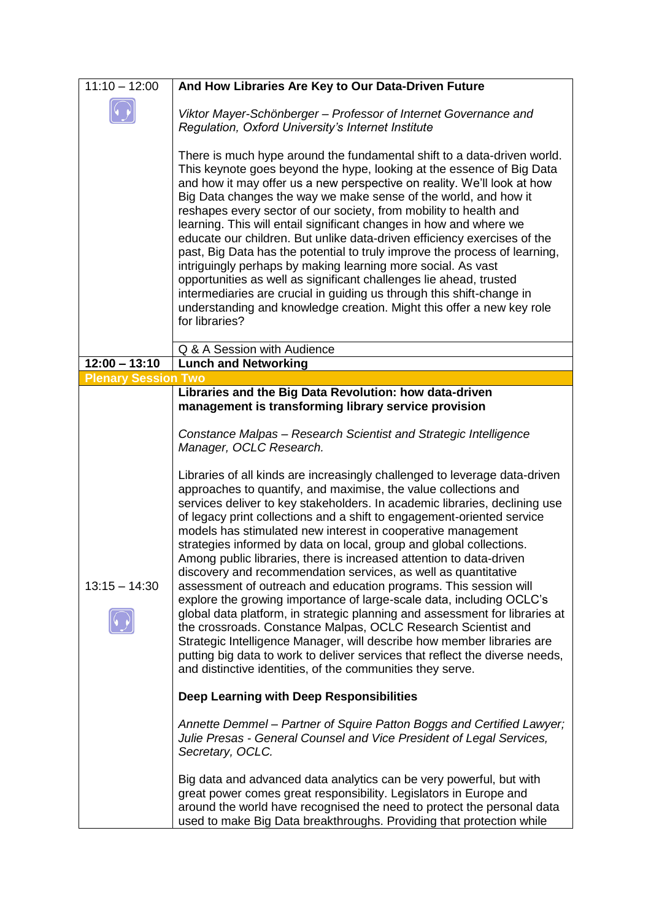| | |
|---|---|
| 11:10 – 12:00 | **And How Libraries Are Key to Our Data-Driven Future**<br><br>*Viktor Mayer-Schönberger – Professor of Internet Governance and Regulation, Oxford University's Internet Institute*<br><br>There is much hype around the fundamental shift to a data-driven world. This keynote goes beyond the hype, looking at the essence of Big Data and how it may offer us a new perspective on reality. We'll look at how Big Data changes the way we make sense of the world, and how it reshapes every sector of our society, from mobility to health and learning. This will entail significant changes in how and where we educate our children. But unlike data-driven efficiency exercises of the past, Big Data has the potential to truly improve the process of learning, intriguingly perhaps by making learning more social. As vast opportunities as well as significant challenges lie ahead, trusted intermediaries are crucial in guiding us through this shift-change in understanding and knowledge creation. Might this offer a new key role for libraries? |
| | Q & A Session with Audience |
| **12:00 – 13:10** | **Lunch and Networking** |
| **Plenary Session Two** | |
| 13:15 – 14:30 | **Libraries and the Big Data Revolution: how data-driven management is transforming library service provision**<br><br>*Constance Malpas – Research Scientist and Strategic Intelligence Manager, OCLC Research.*<br><br>Libraries of all kinds are increasingly challenged to leverage data-driven approaches to quantify, and maximise, the value collections and services deliver to key stakeholders. In academic libraries, declining use of legacy print collections and a shift to engagement-oriented service models has stimulated new interest in cooperative management strategies informed by data on local, group and global collections. Among public libraries, there is increased attention to data-driven discovery and recommendation services, as well as quantitative assessment of outreach and education programs. This session will explore the growing importance of large-scale data, including OCLC's global data platform, in strategic planning and assessment for libraries at the crossroads. Constance Malpas, OCLC Research Scientist and Strategic Intelligence Manager, will describe how member libraries are putting big data to work to deliver services that reflect the diverse needs, and distinctive identities, of the communities they serve.<br><br>**Deep Learning with Deep Responsibilities**<br><br>*Annette Demmel – Partner of Squire Patton Boggs and Certified Lawyer; Julie Presas - General Counsel and Vice President of Legal Services, Secretary, OCLC.*<br><br>Big data and advanced data analytics can be very powerful, but with great power comes great responsibility. Legislators in Europe and around the world have recognised the need to protect the personal data used to make Big Data breakthroughs. Providing that protection while |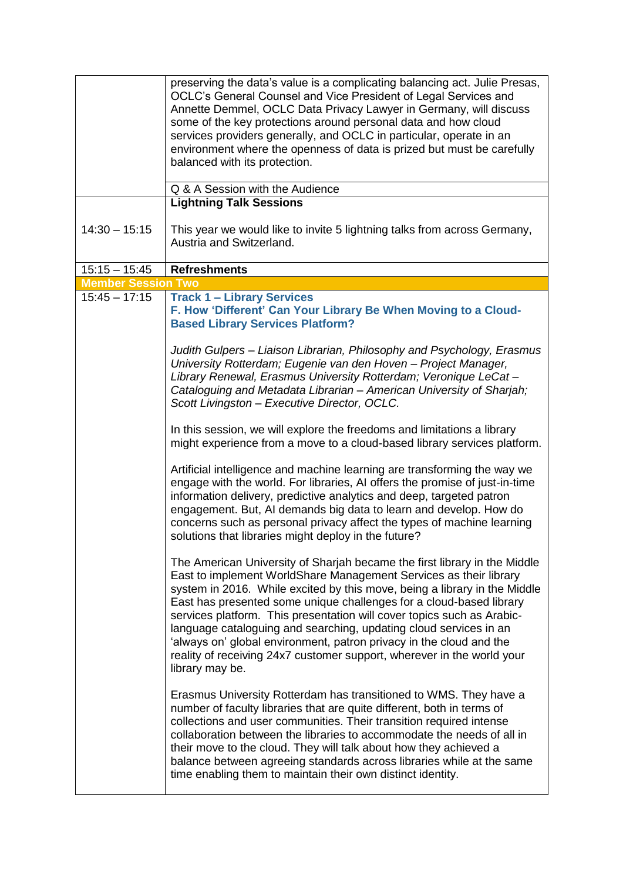| | |
|---|---|
| | preserving the data's value is a complicating balancing act. Julie Presas, OCLC's General Counsel and Vice President of Legal Services and Annette Demmel, OCLC Data Privacy Lawyer in Germany, will discuss some of the key protections around personal data and how cloud services providers generally, and OCLC in particular, operate in an environment where the openness of data is prized but must be carefully balanced with its protection. |
| | Q & A Session with the Audience |
| 14:30 – 15:15 | **Lightning Talk Sessions**<br><br>This year we would like to invite 5 lightning talks from across Germany, Austria and Switzerland. |
| 15:15 – 15:45 | **Refreshments** |
| **Member Session Two** | |
| 15:45 – 17:15 | **Track 1 – Library Services**<br>**F. How 'Different' Can Your Library Be When Moving to a Cloud-Based Library Services Platform?**<br><br>*Judith Gulpers – Liaison Librarian, Philosophy and Psychology, Erasmus University Rotterdam; Eugenie van den Hoven – Project Manager, Library Renewal, Erasmus University Rotterdam; Veronique LeCat – Cataloguing and Metadata Librarian – American University of Sharjah; Scott Livingston – Executive Director, OCLC.*<br><br>In this session, we will explore the freedoms and limitations a library might experience from a move to a cloud-based library services platform.<br><br>Artificial intelligence and machine learning are transforming the way we engage with the world. For libraries, AI offers the promise of just-in-time information delivery, predictive analytics and deep, targeted patron engagement. But, AI demands big data to learn and develop. How do concerns such as personal privacy affect the types of machine learning solutions that libraries might deploy in the future?<br><br>The American University of Sharjah became the first library in the Middle East to implement WorldShare Management Services as their library system in 2016. While excited by this move, being a library in the Middle East has presented some unique challenges for a cloud-based library services platform. This presentation will cover topics such as Arabic-language cataloguing and searching, updating cloud services in an 'always on' global environment, patron privacy in the cloud and the reality of receiving 24x7 customer support, wherever in the world your library may be.<br><br>Erasmus University Rotterdam has transitioned to WMS. They have a number of faculty libraries that are quite different, both in terms of collections and user communities. Their transition required intense collaboration between the libraries to accommodate the needs of all in their move to the cloud. They will talk about how they achieved a balance between agreeing standards across libraries while at the same time enabling them to maintain their own distinct identity. |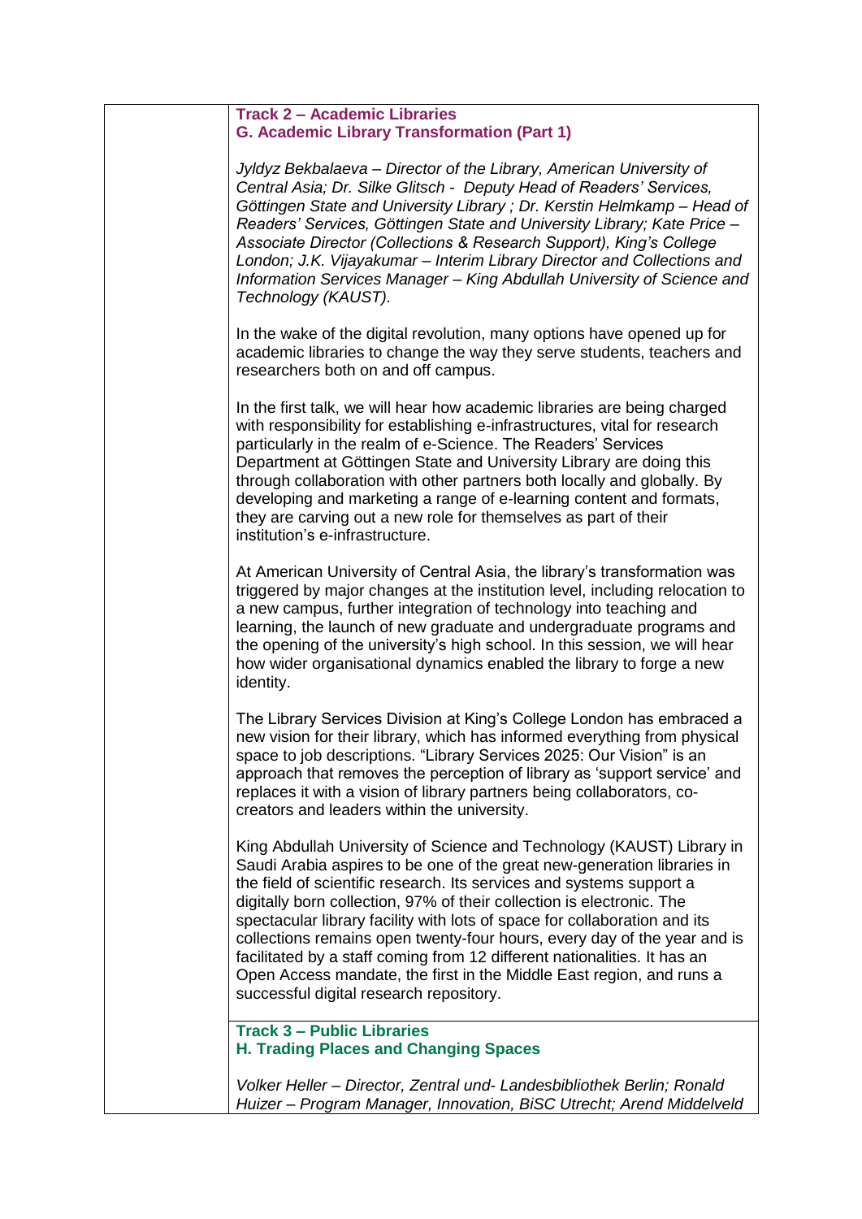**Track 2 – Academic Libraries**
**G. Academic Library Transformation (Part 1)**

*Jyldyz Bekbalaeva – Director of the Library, American University of Central Asia; Dr. Silke Glitsch - Deputy Head of Readers' Services, Göttingen State and University Library ; Dr. Kerstin Helmkamp – Head of Readers' Services, Göttingen State and University Library; Kate Price – Associate Director (Collections & Research Support), King's College London; J.K. Vijayakumar – Interim Library Director and Collections and Information Services Manager – King Abdullah University of Science and Technology (KAUST).*

In the wake of the digital revolution, many options have opened up for academic libraries to change the way they serve students, teachers and researchers both on and off campus.

In the first talk, we will hear how academic libraries are being charged with responsibility for establishing e-infrastructures, vital for research particularly in the realm of e-Science. The Readers' Services Department at Göttingen State and University Library are doing this through collaboration with other partners both locally and globally. By developing and marketing a range of e-learning content and formats, they are carving out a new role for themselves as part of their institution's e-infrastructure.

At American University of Central Asia, the library's transformation was triggered by major changes at the institution level, including relocation to a new campus, further integration of technology into teaching and learning, the launch of new graduate and undergraduate programs and the opening of the university's high school. In this session, we will hear how wider organisational dynamics enabled the library to forge a new identity.

The Library Services Division at King's College London has embraced a new vision for their library, which has informed everything from physical space to job descriptions. "Library Services 2025: Our Vision" is an approach that removes the perception of library as 'support service' and replaces it with a vision of library partners being collaborators, co-creators and leaders within the university.

King Abdullah University of Science and Technology (KAUST) Library in Saudi Arabia aspires to be one of the great new-generation libraries in the field of scientific research. Its services and systems support a digitally born collection, 97% of their collection is electronic. The spectacular library facility with lots of space for collaboration and its collections remains open twenty-four hours, every day of the year and is facilitated by a staff coming from 12 different nationalities. It has an Open Access mandate, the first in the Middle East region, and runs a successful digital research repository.

**Track 3 – Public Libraries**
**H. Trading Places and Changing Spaces**

*Volker Heller – Director, Zentral und- Landesbibliothek Berlin; Ronald Huizer – Program Manager, Innovation, BiSC Utrecht; Arend Middelveld*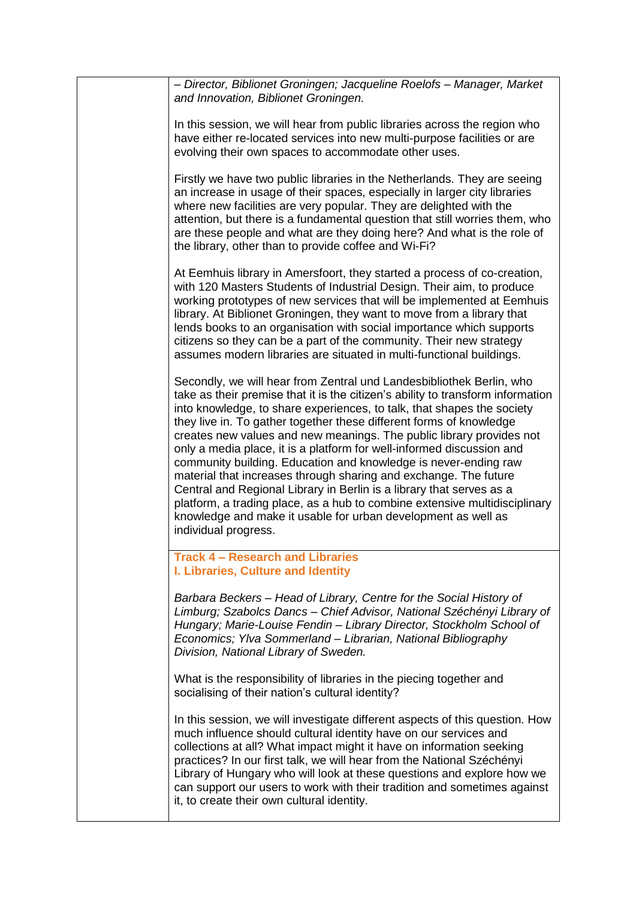*– Director, Biblionet Groningen; Jacqueline Roelofs – Manager, Market and Innovation, Biblionet Groningen.*

In this session, we will hear from public libraries across the region who have either re-located services into new multi-purpose facilities or are evolving their own spaces to accommodate other uses.

Firstly we have two public libraries in the Netherlands. They are seeing an increase in usage of their spaces, especially in larger city libraries where new facilities are very popular. They are delighted with the attention, but there is a fundamental question that still worries them, who are these people and what are they doing here? And what is the role of the library, other than to provide coffee and Wi-Fi?

At Eemhuis library in Amersfoort, they started a process of co-creation, with 120 Masters Students of Industrial Design. Their aim, to produce working prototypes of new services that will be implemented at Eemhuis library. At Biblionet Groningen, they want to move from a library that lends books to an organisation with social importance which supports citizens so they can be a part of the community. Their new strategy assumes modern libraries are situated in multi-functional buildings.

Secondly, we will hear from Zentral und Landesbibliothek Berlin, who take as their premise that it is the citizen's ability to transform information into knowledge, to share experiences, to talk, that shapes the society they live in. To gather together these different forms of knowledge creates new values and new meanings. The public library provides not only a media place, it is a platform for well-informed discussion and community building. Education and knowledge is never-ending raw material that increases through sharing and exchange. The future Central and Regional Library in Berlin is a library that serves as a platform, a trading place, as a hub to combine extensive multidisciplinary knowledge and make it usable for urban development as well as individual progress.

**Track 4 – Research and Libraries**
**I. Libraries, Culture and Identity**

*Barbara Beckers – Head of Library, Centre for the Social History of Limburg; Szabolcs Dancs – Chief Advisor, National Széchényi Library of Hungary; Marie-Louise Fendin – Library Director, Stockholm School of Economics; Ylva Sommerland – Librarian, National Bibliography Division, National Library of Sweden.*

What is the responsibility of libraries in the piecing together and socialising of their nation's cultural identity?

In this session, we will investigate different aspects of this question. How much influence should cultural identity have on our services and collections at all? What impact might it have on information seeking practices? In our first talk, we will hear from the National Széchényi Library of Hungary who will look at these questions and explore how we can support our users to work with their tradition and sometimes against it, to create their own cultural identity.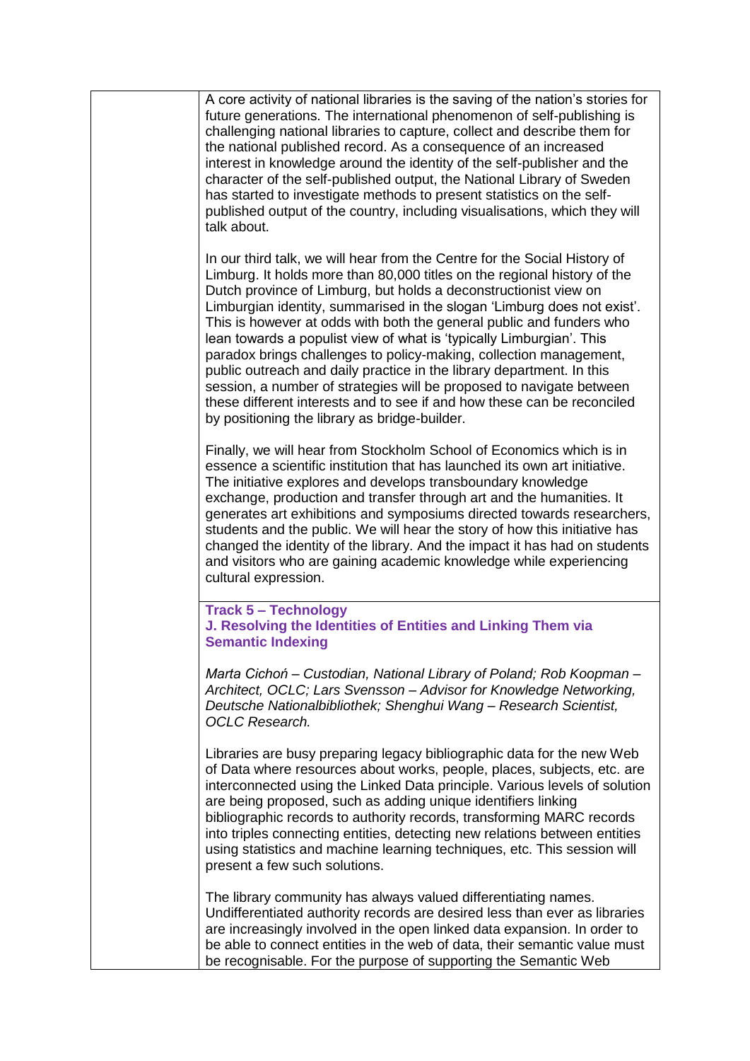A core activity of national libraries is the saving of the nation's stories for future generations. The international phenomenon of self-publishing is challenging national libraries to capture, collect and describe them for the national published record. As a consequence of an increased interest in knowledge around the identity of the self-publisher and the character of the self-published output, the National Library of Sweden has started to investigate methods to present statistics on the self-published output of the country, including visualisations, which they will talk about.

In our third talk, we will hear from the Centre for the Social History of Limburg. It holds more than 80,000 titles on the regional history of the Dutch province of Limburg, but holds a deconstructionist view on Limburgian identity, summarised in the slogan 'Limburg does not exist'. This is however at odds with both the general public and funders who lean towards a populist view of what is 'typically Limburgian'. This paradox brings challenges to policy-making, collection management, public outreach and daily practice in the library department. In this session, a number of strategies will be proposed to navigate between these different interests and to see if and how these can be reconciled by positioning the library as bridge-builder.

Finally, we will hear from Stockholm School of Economics which is in essence a scientific institution that has launched its own art initiative. The initiative explores and develops transboundary knowledge exchange, production and transfer through art and the humanities. It generates art exhibitions and symposiums directed towards researchers, students and the public. We will hear the story of how this initiative has changed the identity of the library. And the impact it has had on students and visitors who are gaining academic knowledge while experiencing cultural expression.

**Track 5 – Technology**
**J. Resolving the Identities of Entities and Linking Them via Semantic Indexing**

*Marta Cichoń – Custodian, National Library of Poland; Rob Koopman – Architect, OCLC; Lars Svensson – Advisor for Knowledge Networking, Deutsche Nationalbibliothek; Shenghui Wang – Research Scientist, OCLC Research.*

Libraries are busy preparing legacy bibliographic data for the new Web of Data where resources about works, people, places, subjects, etc. are interconnected using the Linked Data principle. Various levels of solution are being proposed, such as adding unique identifiers linking bibliographic records to authority records, transforming MARC records into triples connecting entities, detecting new relations between entities using statistics and machine learning techniques, etc. This session will present a few such solutions.

The library community has always valued differentiating names. Undifferentiated authority records are desired less than ever as libraries are increasingly involved in the open linked data expansion. In order to be able to connect entities in the web of data, their semantic value must be recognisable. For the purpose of supporting the Semantic Web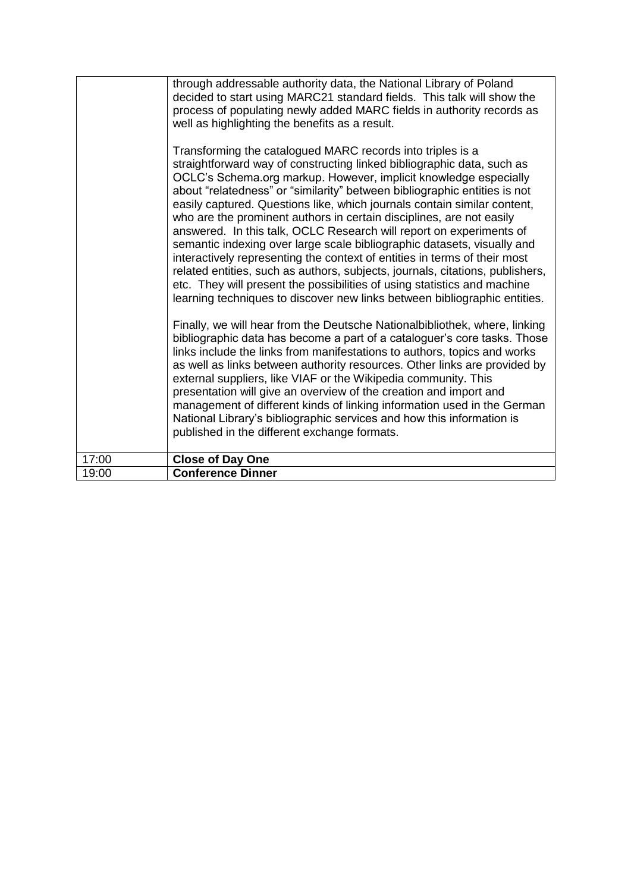|  |  |
|---|---|
|  | through addressable authority data, the National Library of Poland decided to start using MARC21 standard fields. This talk will show the process of populating newly added MARC fields in authority records as well as highlighting the benefits as a result.<br><br>Transforming the catalogued MARC records into triples is a straightforward way of constructing linked bibliographic data, such as OCLC's Schema.org markup. However, implicit knowledge especially about "relatedness" or "similarity" between bibliographic entities is not easily captured. Questions like, which journals contain similar content, who are the prominent authors in certain disciplines, are not easily answered. In this talk, OCLC Research will report on experiments of semantic indexing over large scale bibliographic datasets, visually and interactively representing the context of entities in terms of their most related entities, such as authors, subjects, journals, citations, publishers, etc. They will present the possibilities of using statistics and machine learning techniques to discover new links between bibliographic entities.<br><br>Finally, we will hear from the Deutsche Nationalbibliothek, where, linking bibliographic data has become a part of a cataloguer's core tasks. Those links include the links from manifestations to authors, topics and works as well as links between authority resources. Other links are provided by external suppliers, like VIAF or the Wikipedia community. This presentation will give an overview of the creation and import and management of different kinds of linking information used in the German National Library's bibliographic services and how this information is published in the different exchange formats. |
| 17:00 | **Close of Day One** |
| 19:00 | **Conference Dinner** |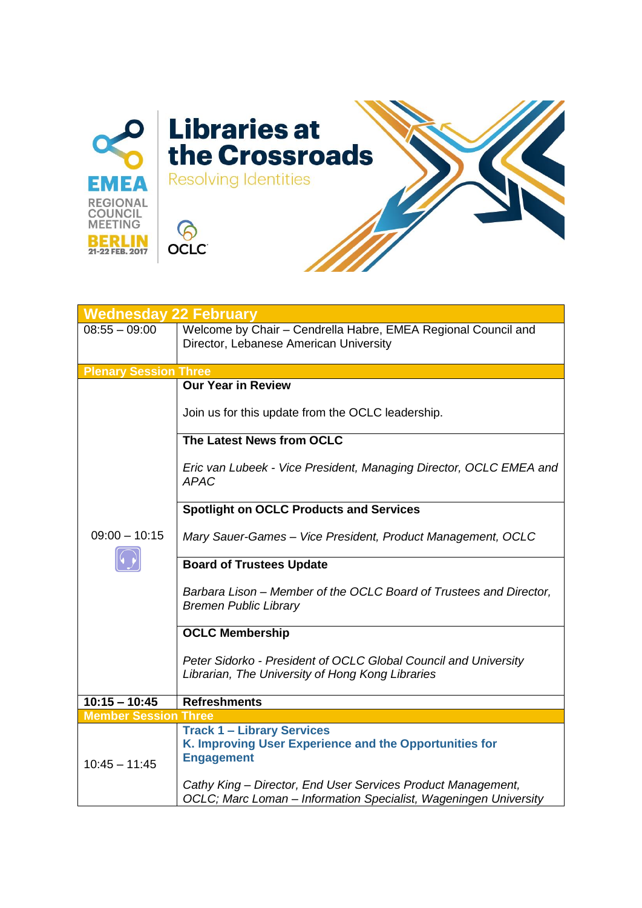Libraries at the Crossroads

Resolving Identities

EMEA REGIONAL COUNCIL MEETING BERLIN 21-22 FEB. 2017

OCLC

| **Wednesday 22 February** | |
|---|---|
| 08:55 – 09:00 | Welcome by Chair – Cendrella Habre, EMEA Regional Council and Director, Lebanese American University |
| **Plenary Session Three** | |
| 09:00 – 10:15 | **Our Year in Review**<br><br>Join us for this update from the OCLC leadership.<br><br>**The Latest News from OCLC**<br><br>*Eric van Lubeek - Vice President, Managing Director, OCLC EMEA and APAC*<br><br>**Spotlight on OCLC Products and Services**<br><br>*Mary Sauer-Games – Vice President, Product Management, OCLC*<br><br>**Board of Trustees Update**<br><br>*Barbara Lison – Member of the OCLC Board of Trustees and Director, Bremen Public Library*<br><br>**OCLC Membership**<br><br>*Peter Sidorko - President of OCLC Global Council and University Librarian, The University of Hong Kong Libraries* |
| **10:15 – 10:45** | **Refreshments** |
| **Member Session Three** | |
| 10:45 – 11:45 | **Track 1 – Library Services**<br>**K. Improving User Experience and the Opportunities for Engagement**<br><br>*Cathy King – Director, End User Services Product Management, OCLC; Marc Loman – Information Specialist, Wageningen University* |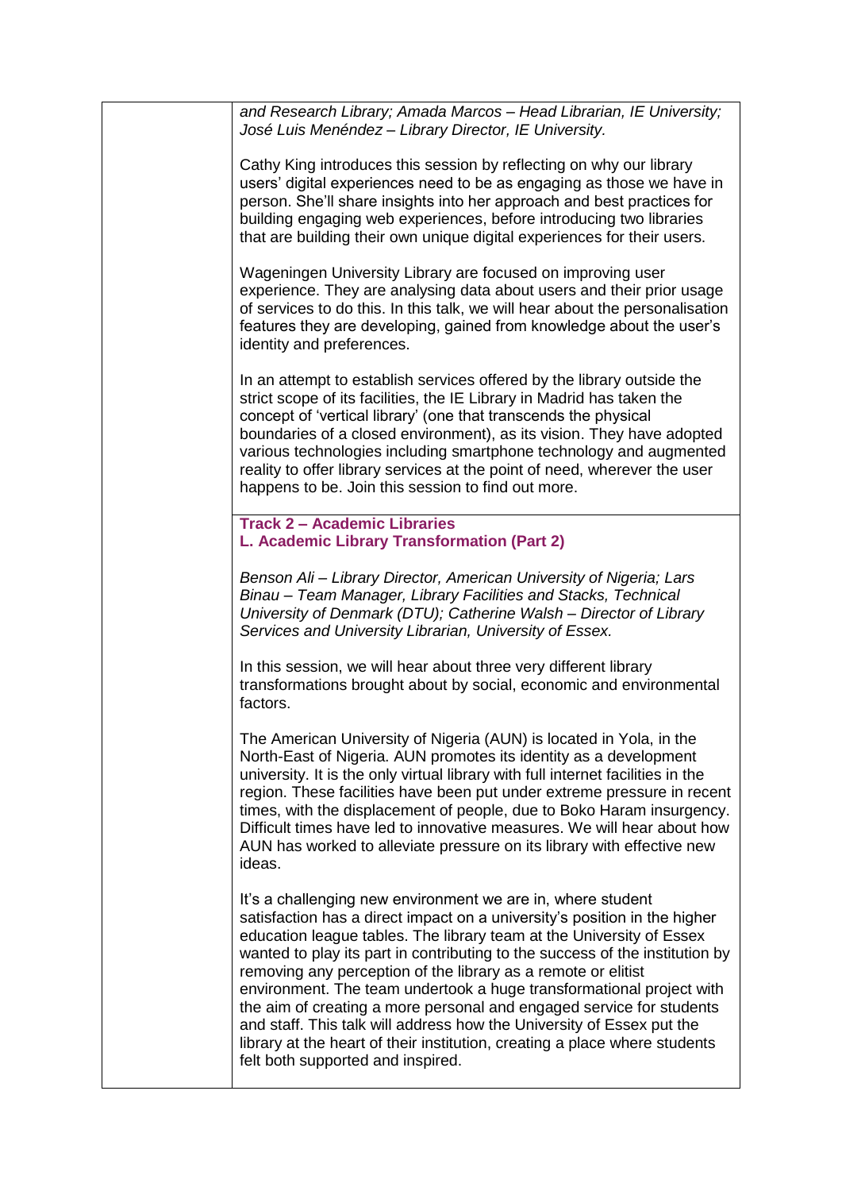*and Research Library; Amada Marcos – Head Librarian, IE University; José Luis Menéndez – Library Director, IE University.*

Cathy King introduces this session by reflecting on why our library users' digital experiences need to be as engaging as those we have in person. She'll share insights into her approach and best practices for building engaging web experiences, before introducing two libraries that are building their own unique digital experiences for their users.

Wageningen University Library are focused on improving user experience. They are analysing data about users and their prior usage of services to do this. In this talk, we will hear about the personalisation features they are developing, gained from knowledge about the user's identity and preferences.

In an attempt to establish services offered by the library outside the strict scope of its facilities, the IE Library in Madrid has taken the concept of 'vertical library' (one that transcends the physical boundaries of a closed environment), as its vision. They have adopted various technologies including smartphone technology and augmented reality to offer library services at the point of need, wherever the user happens to be. Join this session to find out more.

**Track 2 – Academic Libraries**
**L. Academic Library Transformation (Part 2)**

*Benson Ali – Library Director, American University of Nigeria; Lars Binau – Team Manager, Library Facilities and Stacks, Technical University of Denmark (DTU); Catherine Walsh – Director of Library Services and University Librarian, University of Essex.*

In this session, we will hear about three very different library transformations brought about by social, economic and environmental factors.

The American University of Nigeria (AUN) is located in Yola, in the North-East of Nigeria. AUN promotes its identity as a development university. It is the only virtual library with full internet facilities in the region. These facilities have been put under extreme pressure in recent times, with the displacement of people, due to Boko Haram insurgency. Difficult times have led to innovative measures. We will hear about how AUN has worked to alleviate pressure on its library with effective new ideas.

It's a challenging new environment we are in, where student satisfaction has a direct impact on a university's position in the higher education league tables. The library team at the University of Essex wanted to play its part in contributing to the success of the institution by removing any perception of the library as a remote or elitist environment. The team undertook a huge transformational project with the aim of creating a more personal and engaged service for students and staff. This talk will address how the University of Essex put the library at the heart of their institution, creating a place where students felt both supported and inspired.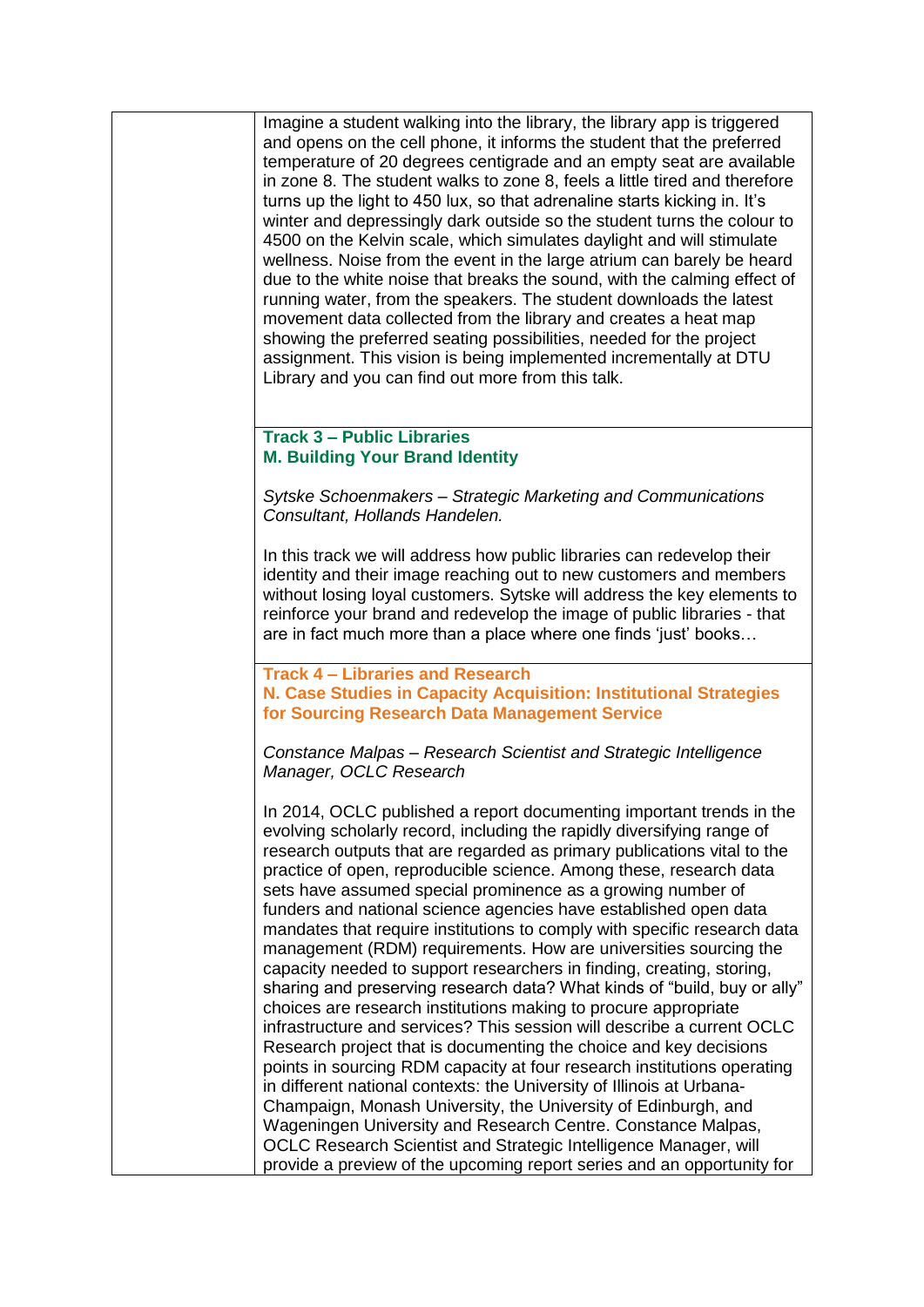Imagine a student walking into the library, the library app is triggered and opens on the cell phone, it informs the student that the preferred temperature of 20 degrees centigrade and an empty seat are available in zone 8. The student walks to zone 8, feels a little tired and therefore turns up the light to 450 lux, so that adrenaline starts kicking in. It's winter and depressingly dark outside so the student turns the colour to 4500 on the Kelvin scale, which simulates daylight and will stimulate wellness. Noise from the event in the large atrium can barely be heard due to the white noise that breaks the sound, with the calming effect of running water, from the speakers. The student downloads the latest movement data collected from the library and creates a heat map showing the preferred seating possibilities, needed for the project assignment. This vision is being implemented incrementally at DTU Library and you can find out more from this talk.

**Track 3 – Public Libraries**
**M. Building Your Brand Identity**

*Sytske Schoenmakers – Strategic Marketing and Communications Consultant, Hollands Handelen.*

In this track we will address how public libraries can redevelop their identity and their image reaching out to new customers and members without losing loyal customers. Sytske will address the key elements to reinforce your brand and redevelop the image of public libraries - that are in fact much more than a place where one finds 'just' books…

**Track 4 – Libraries and Research**
**N. Case Studies in Capacity Acquisition: Institutional Strategies for Sourcing Research Data Management Service**

*Constance Malpas – Research Scientist and Strategic Intelligence Manager, OCLC Research*

In 2014, OCLC published a report documenting important trends in the evolving scholarly record, including the rapidly diversifying range of research outputs that are regarded as primary publications vital to the practice of open, reproducible science. Among these, research data sets have assumed special prominence as a growing number of funders and national science agencies have established open data mandates that require institutions to comply with specific research data management (RDM) requirements. How are universities sourcing the capacity needed to support researchers in finding, creating, storing, sharing and preserving research data? What kinds of "build, buy or ally" choices are research institutions making to procure appropriate infrastructure and services? This session will describe a current OCLC Research project that is documenting the choice and key decisions points in sourcing RDM capacity at four research institutions operating in different national contexts: the University of Illinois at Urbana-Champaign, Monash University, the University of Edinburgh, and Wageningen University and Research Centre. Constance Malpas, OCLC Research Scientist and Strategic Intelligence Manager, will provide a preview of the upcoming report series and an opportunity for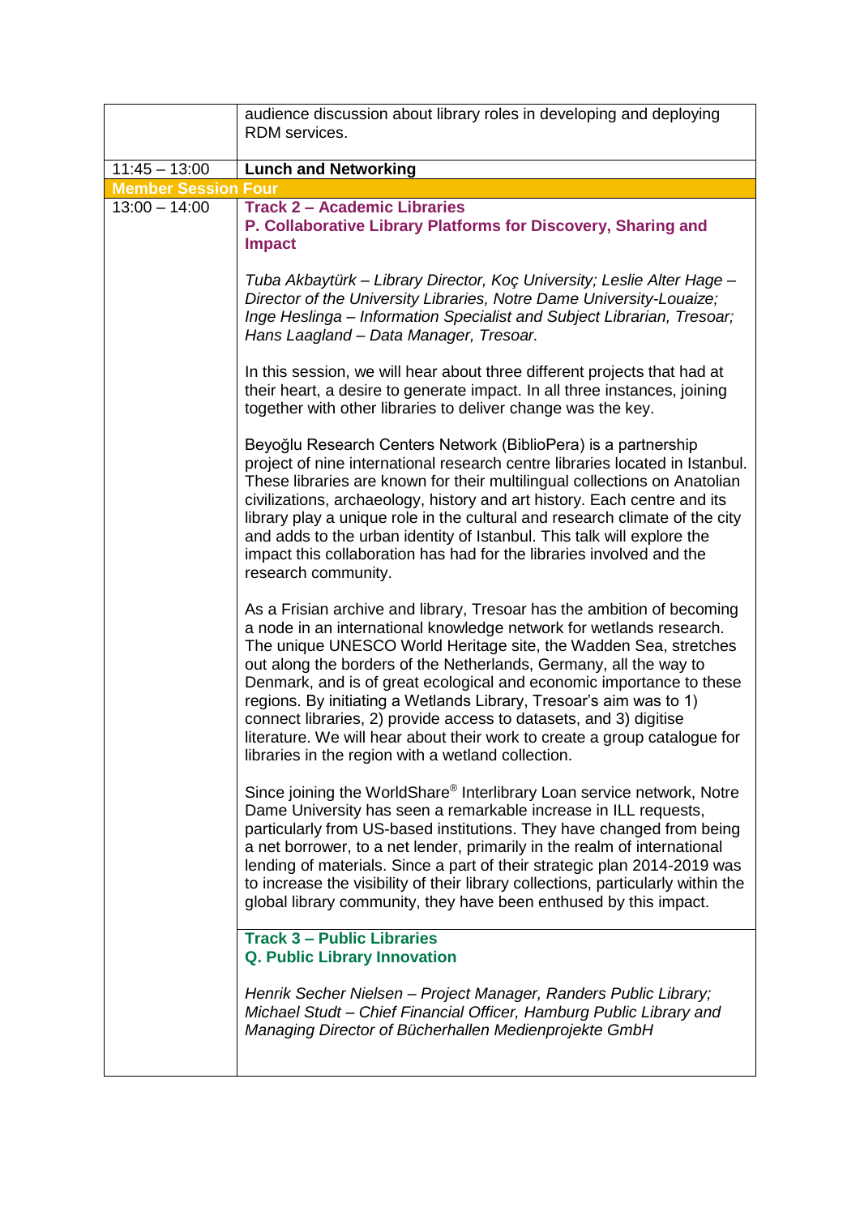|  |  |
|---|---|
|  | audience discussion about library roles in developing and deploying RDM services. |
| 11:45 – 13:00 | **Lunch and Networking** |
| **Member Session Four** |  |
| 13:00 – 14:00 | **Track 2 – Academic Libraries**<br>**P. Collaborative Library Platforms for Discovery, Sharing and Impact**<br><br>*Tuba Akbaytürk – Library Director, Koç University; Leslie Alter Hage – Director of the University Libraries, Notre Dame University-Louaize; Inge Heslinga – Information Specialist and Subject Librarian, Tresoar; Hans Laagland – Data Manager, Tresoar.*<br><br>In this session, we will hear about three different projects that had at their heart, a desire to generate impact. In all three instances, joining together with other libraries to deliver change was the key.<br><br>Beyoğlu Research Centers Network (BiblioPera) is a partnership project of nine international research centre libraries located in Istanbul. These libraries are known for their multilingual collections on Anatolian civilizations, archaeology, history and art history. Each centre and its library play a unique role in the cultural and research climate of the city and adds to the urban identity of Istanbul. This talk will explore the impact this collaboration has had for the libraries involved and the research community.<br><br>As a Frisian archive and library, Tresoar has the ambition of becoming a node in an international knowledge network for wetlands research. The unique UNESCO World Heritage site, the Wadden Sea, stretches out along the borders of the Netherlands, Germany, all the way to Denmark, and is of great ecological and economic importance to these regions. By initiating a Wetlands Library, Tresoar's aim was to 1) connect libraries, 2) provide access to datasets, and 3) digitise literature. We will hear about their work to create a group catalogue for libraries in the region with a wetland collection.<br><br>Since joining the WorldShare® Interlibrary Loan service network, Notre Dame University has seen a remarkable increase in ILL requests, particularly from US-based institutions. They have changed from being a net borrower, to a net lender, primarily in the realm of international lending of materials. Since a part of their strategic plan 2014-2019 was to increase the visibility of their library collections, particularly within the global library community, they have been enthused by this impact. |
|  | **Track 3 – Public Libraries**<br>**Q. Public Library Innovation**<br><br>*Henrik Secher Nielsen – Project Manager, Randers Public Library; Michael Studt – Chief Financial Officer, Hamburg Public Library and Managing Director of Bücherhallen Medienprojekte GmbH* |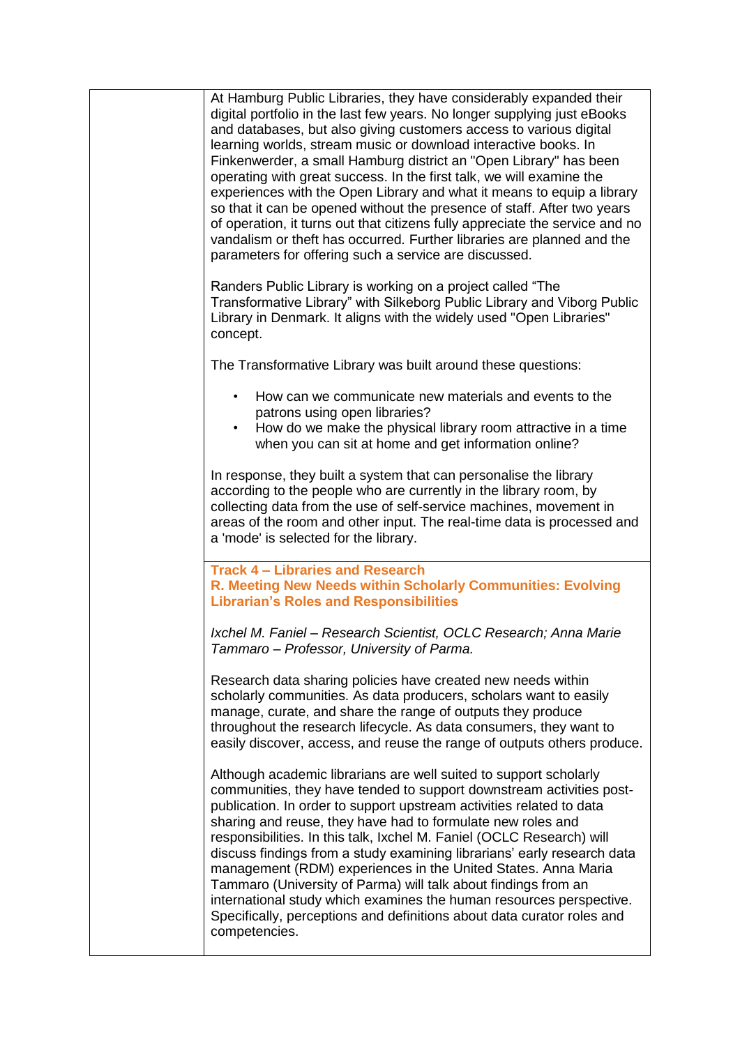At Hamburg Public Libraries, they have considerably expanded their digital portfolio in the last few years. No longer supplying just eBooks and databases, but also giving customers access to various digital learning worlds, stream music or download interactive books. In Finkenwerder, a small Hamburg district an "Open Library" has been operating with great success. In the first talk, we will examine the experiences with the Open Library and what it means to equip a library so that it can be opened without the presence of staff. After two years of operation, it turns out that citizens fully appreciate the service and no vandalism or theft has occurred. Further libraries are planned and the parameters for offering such a service are discussed.

Randers Public Library is working on a project called "The Transformative Library" with Silkeborg Public Library and Viborg Public Library in Denmark. It aligns with the widely used "Open Libraries" concept.

The Transformative Library was built around these questions:

- How can we communicate new materials and events to the patrons using open libraries?
- How do we make the physical library room attractive in a time when you can sit at home and get information online?

In response, they built a system that can personalise the library according to the people who are currently in the library room, by collecting data from the use of self-service machines, movement in areas of the room and other input. The real-time data is processed and a 'mode' is selected for the library.

**Track 4 – Libraries and Research**
**R. Meeting New Needs within Scholarly Communities: Evolving Librarian's Roles and Responsibilities**

*Ixchel M. Faniel – Research Scientist, OCLC Research; Anna Marie Tammaro – Professor, University of Parma.*

Research data sharing policies have created new needs within scholarly communities. As data producers, scholars want to easily manage, curate, and share the range of outputs they produce throughout the research lifecycle. As data consumers, they want to easily discover, access, and reuse the range of outputs others produce.

Although academic librarians are well suited to support scholarly communities, they have tended to support downstream activities post-publication. In order to support upstream activities related to data sharing and reuse, they have had to formulate new roles and responsibilities. In this talk, Ixchel M. Faniel (OCLC Research) will discuss findings from a study examining librarians' early research data management (RDM) experiences in the United States. Anna Maria Tammaro (University of Parma) will talk about findings from an international study which examines the human resources perspective. Specifically, perceptions and definitions about data curator roles and competencies.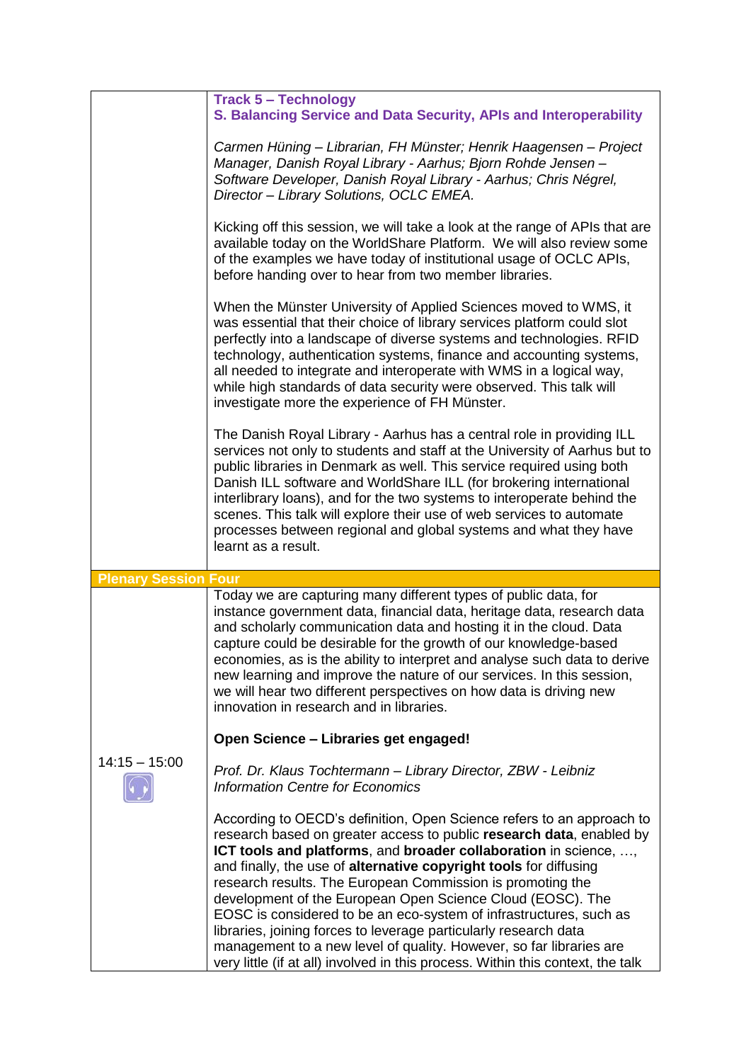| | |
|---|---|
| | **Track 5 – Technology**<br>**S. Balancing Service and Data Security, APIs and Interoperability**<br><br>*Carmen Hüning – Librarian, FH Münster; Henrik Haagensen – Project Manager, Danish Royal Library - Aarhus; Bjorn Rohde Jensen – Software Developer, Danish Royal Library - Aarhus; Chris Négrel, Director – Library Solutions, OCLC EMEA.*<br><br>Kicking off this session, we will take a look at the range of APIs that are available today on the WorldShare Platform. We will also review some of the examples we have today of institutional usage of OCLC APIs, before handing over to hear from two member libraries.<br><br>When the Münster University of Applied Sciences moved to WMS, it was essential that their choice of library services platform could slot perfectly into a landscape of diverse systems and technologies. RFID technology, authentication systems, finance and accounting systems, all needed to integrate and interoperate with WMS in a logical way, while high standards of data security were observed. This talk will investigate more the experience of FH Münster.<br><br>The Danish Royal Library - Aarhus has a central role in providing ILL services not only to students and staff at the University of Aarhus but to public libraries in Denmark as well. This service required using both Danish ILL software and WorldShare ILL (for brokering international interlibrary loans), and for the two systems to interoperate behind the scenes. This talk will explore their use of web services to automate processes between regional and global systems and what they have learnt as a result. |
| **Plenary Session Four** | |
| 14:15 – 15:00 | Today we are capturing many different types of public data, for instance government data, financial data, heritage data, research data and scholarly communication data and hosting it in the cloud. Data capture could be desirable for the growth of our knowledge-based economies, as is the ability to interpret and analyse such data to derive new learning and improve the nature of our services. In this session, we will hear two different perspectives on how data is driving new innovation in research and in libraries.<br><br>**Open Science – Libraries get engaged!**<br><br>*Prof. Dr. Klaus Tochtermann – Library Director, ZBW - Leibniz Information Centre for Economics*<br><br>According to OECD's definition, Open Science refers to an approach to research based on greater access to public **research data**, enabled by **ICT tools and platforms**, and **broader collaboration** in science, …, and finally, the use of **alternative copyright tools** for diffusing research results. The European Commission is promoting the development of the European Open Science Cloud (EOSC). The EOSC is considered to be an eco-system of infrastructures, such as libraries, joining forces to leverage particularly research data management to a new level of quality. However, so far libraries are very little (if at all) involved in this process. Within this context, the talk |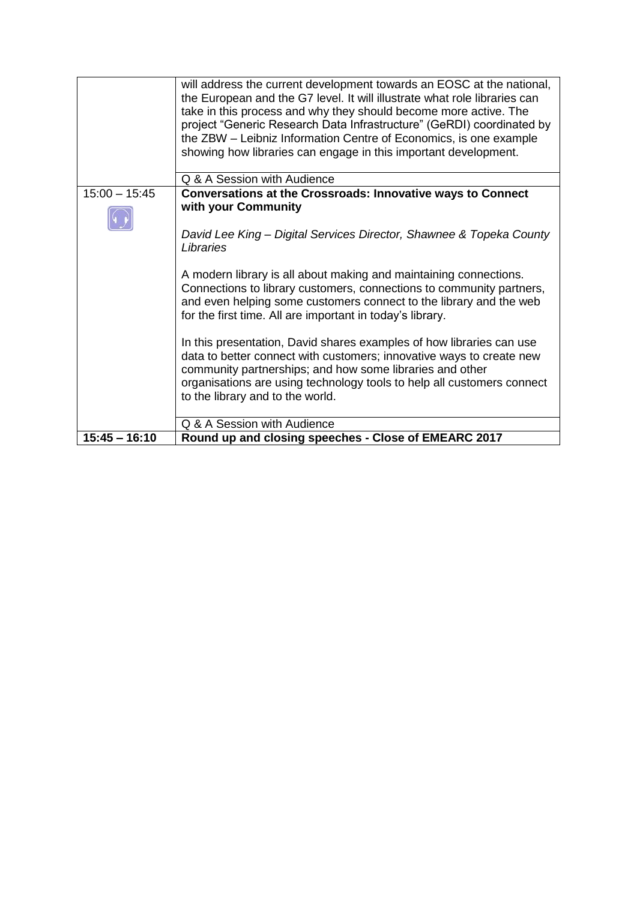| | |
|---|---|
| | will address the current development towards an EOSC at the national, the European and the G7 level. It will illustrate what role libraries can take in this process and why they should become more active. The project "Generic Research Data Infrastructure" (GeRDI) coordinated by the ZBW – Leibniz Information Centre of Economics, is one example showing how libraries can engage in this important development. |
| | Q & A Session with Audience |
| 15:00 – 15:45 | **Conversations at the Crossroads: Innovative ways to Connect with your Community**<br><br>*David Lee King – Digital Services Director, Shawnee & Topeka County Libraries*<br><br>A modern library is all about making and maintaining connections. Connections to library customers, connections to community partners, and even helping some customers connect to the library and the web for the first time. All are important in today's library.<br><br>In this presentation, David shares examples of how libraries can use data to better connect with customers; innovative ways to create new community partnerships; and how some libraries and other organisations are using technology tools to help all customers connect to the library and to the world. |
| | Q & A Session with Audience |
| **15:45 – 16:10** | **Round up and closing speeches - Close of EMEARC 2017** |